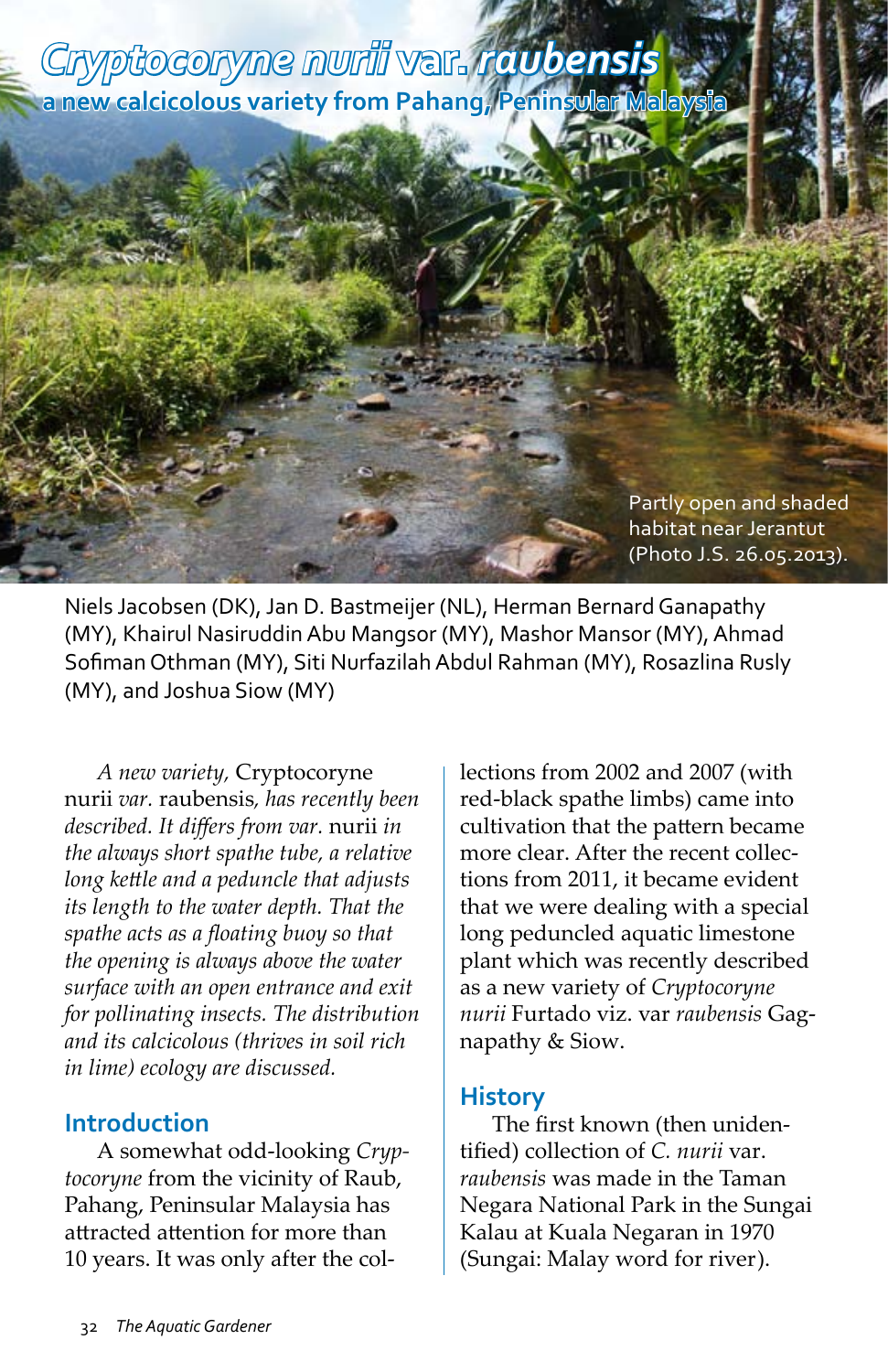# *Cryptocoryne nurii* var. *raubensis*

## a new calcicolous variety from Pahang, Peninsular Malaysia

Partly open and shaded habitat near Jerantut (Photo J.S. 26.05.2013).

Niels Jacobsen (DK), Jan D. Bastmeijer (NL), Herman Bernard Ganapathy (MY), Khairul Nasiruddin Abu Mangsor (MY), Mashor Mansor (MY), Ahmad Sofiman Othman (MY), Siti Nurfazilah Abdul Rahman (MY), Rosazlina Rusly (MY), and Joshua Siow (MY)

*A new variety,* Cryptocoryne nurii *var.* raubensis*, has recently been described. It differs from var.* nurii *in the always short spathe tube, a relative long kettle and a peduncle that adjusts its length to the water depth. That the spathe acts as a floating buoy so that the opening is always above the water surface with an open entrance and exit for pollinating insects. The distribution and its calcicolous (thrives in soil rich in lime) ecology are discussed.*

## Introduction

A somewhat odd-looking *Cryptocoryne* from the vicinity of Raub, Pahang, Peninsular Malaysia has attracted attention for more than 10 years. It was only after the collections from 2002 and 2007 (with red-black spathe limbs) came into cultivation that the pattern became more clear. After the recent collections from 2011, it became evident that we were dealing with a special long peduncled aquatic limestone plant which was recently described as a new variety of *Cryptocoryne nurii* Furtado viz. var *raubensis* Gagnapathy & Siow.

## History

The first known (then unidentified) collection of *C. nurii* var. *raubensis* was made in the Taman Negara National Park in the Sungai Kalau at Kuala Negaran in 1970 (Sungai: Malay word for river).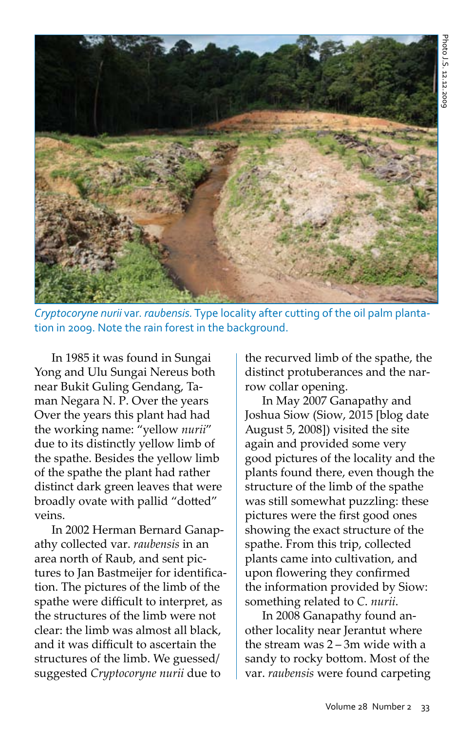*Cryptocoryne nurii* var. *raubensis.* Type locality after cutting of the oil palm plantation in 2009. Note the rain forest in the background.

Photo J.S. 12.12.2009

In 1985 it was found in Sungai Yong and Ulu Sungai Nereus both near Bukit Guling Gendang, Taman Negara N. P. Over the years Over the years this plant had had the working name: "yellow *nurii*" due to its distinctly yellow limb of the spathe. Besides the yellow limb of the spathe the plant had rather distinct dark green leaves that were broadly ovate with pallid "dotted" veins.

In 2002 Herman Bernard Ganapathy collected var. *raubensis* in an area north of Raub, and sent pictures to Jan Bastmeijer for identification. The pictures of the limb of the spathe were difficult to interpret, as the structures of the limb were not clear: the limb was almost all black, and it was difficult to ascertain the structures of the limb. We guessed/suggested *Cryptocoryne nurii* due to the recurved limb of the spathe, the distinct protuberances and the narrow collar opening.

In May 2007 Ganapathy and Joshua Siow (Siow, 2015 [blog date August 5, 2008]) visited the site again and provided some very good pictures of the locality and the plants found there, even though the structure of the limb of the spathe was still somewhat puzzling: these pictures were the first good ones showing the exact structure of the spathe. From this trip, collected plants came into cultivation, and upon flowering they confirmed the information provided by Siow: something related to *C. nurii*.

In 2008 Ganapathy found another locality near Jerantut where the stream was 2 – 3m wide with a sandy to rocky bottom. Most of the var. *raubensis* were found carpeting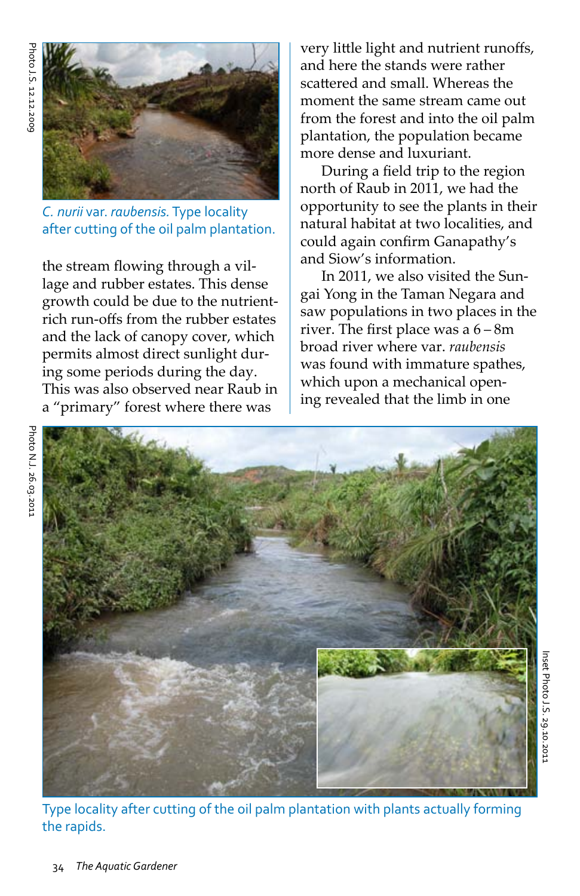Photo J.S. 12.12.2009

*C. nurii* var. *raubensis*. Type locality after cutting of the oil palm plantation.

the stream flowing through a village and rubber estates. This dense growth could be due to the nutrient-rich run-offs from the rubber estates and the lack of canopy cover, which permits almost direct sunlight during some periods during the day. This was also observed near Raub in a "primary" forest where there was very little light and nutrient runoffs, and here the stands were rather scattered and small. Whereas the moment the same stream came out from the forest and into the oil palm plantation, the population became more dense and luxuriant.

During a field trip to the region north of Raub in 2011, we had the opportunity to see the plants in their natural habitat at two localities, and could again confirm Ganapathy's and Siow's information.

In 2011, we also visited the Sungai Yong in the Taman Negara and saw populations in two places in the river. The first place was a 6 – 8m broad river where var. *raubensis* was found with immature spathes, which upon a mechanical opening revealed that the limb in one

Photo N.J. 26.03.2011

Inset Photo J.S. 29.10.2011

Type locality after cutting of the oil palm plantation with plants actually forming the rapids.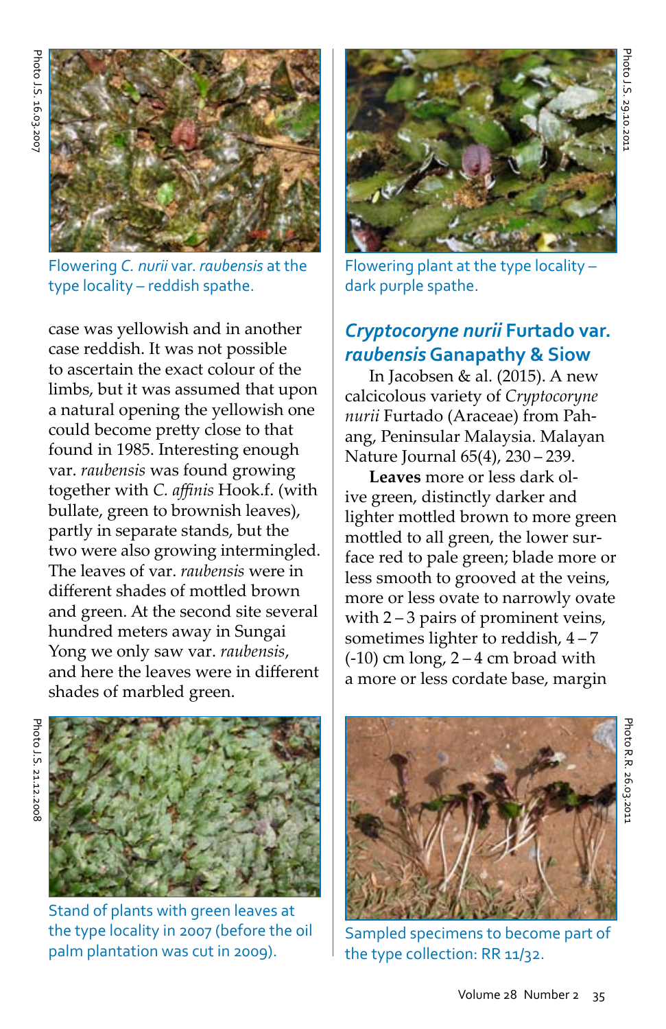Flowering *C. nurii* var. *raubensis* at the type locality – reddish spathe.

Flowering plant at the type locality – dark purple spathe.

case was yellowish and in another case reddish. It was not possible to ascertain the exact colour of the limbs, but it was assumed that upon a natural opening the yellowish one could become pretty close to that found in 1985. Interesting enough var. *raubensis* was found growing together with *C. affinis* Hook.f. (with bullate, green to brownish leaves), partly in separate stands, but the two were also growing intermingled. The leaves of var. *raubensis* were in different shades of mottled brown and green. At the second site several hundred meters away in Sungai Yong we only saw var. *raubensis*, and here the leaves were in different shades of marbled green.

## *Cryptocoryne nurii* Furtado var. *raubensis* Ganapathy & Siow

In Jacobsen & al. (2015). A new calcicolous variety of *Cryptocoryne nurii* Furtado (Araceae) from Pahang, Peninsular Malaysia. Malayan Nature Journal 65(4), 230 – 239.

**Leaves** more or less dark olive green, distinctly darker and lighter mottled brown to more green mottled to all green, the lower surface red to pale green; blade more or less smooth to grooved at the veins, more or less ovate to narrowly ovate with 2 – 3 pairs of prominent veins, sometimes lighter to reddish, 4 – 7 (-10) cm long, 2 – 4 cm broad with a more or less cordate base, margin

Stand of plants with green leaves at the type locality in 2007 (before the oil palm plantation was cut in 2009).

Sampled specimens to become part of the type collection: RR 11/32.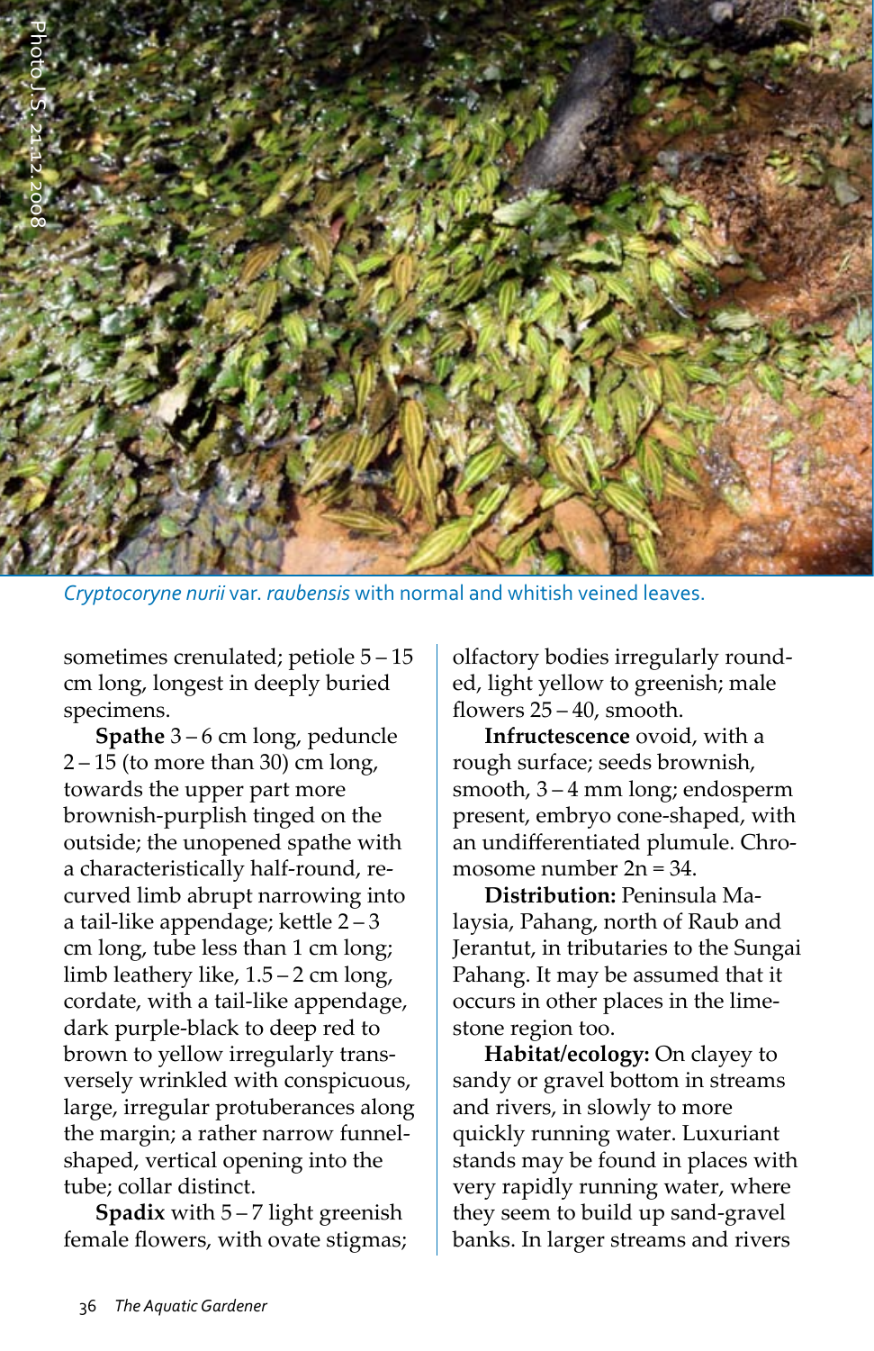*Cryptocoryne nurii* var. *raubensis* with normal and whitish veined leaves.

sometimes crenulated; petiole 5 – 15 cm long, longest in deeply buried specimens.

**Spathe** 3 – 6 cm long, peduncle 2 – 15 (to more than 30) cm long, towards the upper part more brownish-purplish tinged on the outside; the unopened spathe with a characteristically half-round, recurved limb abrupt narrowing into a tail-like appendage; kettle 2 – 3 cm long, tube less than 1 cm long; limb leathery like, 1.5 – 2 cm long, cordate, with a tail-like appendage, dark purple-black to deep red to brown to yellow irregularly transversely wrinkled with conspicuous, large, irregular protuberances along the margin; a rather narrow funnel-shaped, vertical opening into the tube; collar distinct.

**Spadix** with 5 – 7 light greenish female flowers, with ovate stigmas; olfactory bodies irregularly rounded, light yellow to greenish; male flowers 25 – 40, smooth.

**Infructescence** ovoid, with a rough surface; seeds brownish, smooth, 3 – 4 mm long; endosperm present, embryo cone-shaped, with an undifferentiated plumule. Chromosome number 2n = 34.

**Distribution:** Peninsula Malaysia, Pahang, north of Raub and Jerantut, in tributaries to the Sungai Pahang. It may be assumed that it occurs in other places in the limestone region too.

**Habitat/ecology:** On clayey to sandy or gravel bottom in streams and rivers, in slowly to more quickly running water. Luxuriant stands may be found in places with very rapidly running water, where they seem to build up sand-gravel banks. In larger streams and rivers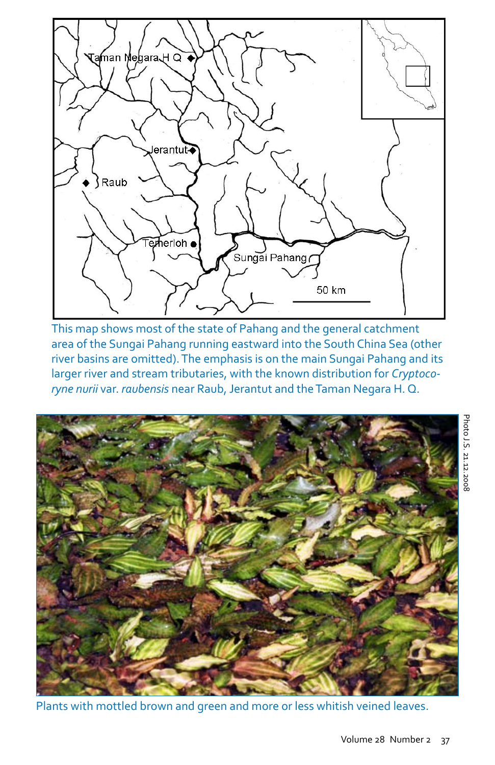This map shows most of the state of Pahang and the general catchment area of the Sungai Pahang running eastward into the South China Sea (other river basins are omitted). The emphasis is on the main Sungai Pahang and its larger river and stream tributaries, with the known distribution for *Cryptocoryne nurii* var. *raubensis* near Raub, Jerantut and the Taman Negara H. Q.

Photo J.S. 21.12.2008

Plants with mottled brown and green and more or less whitish veined leaves.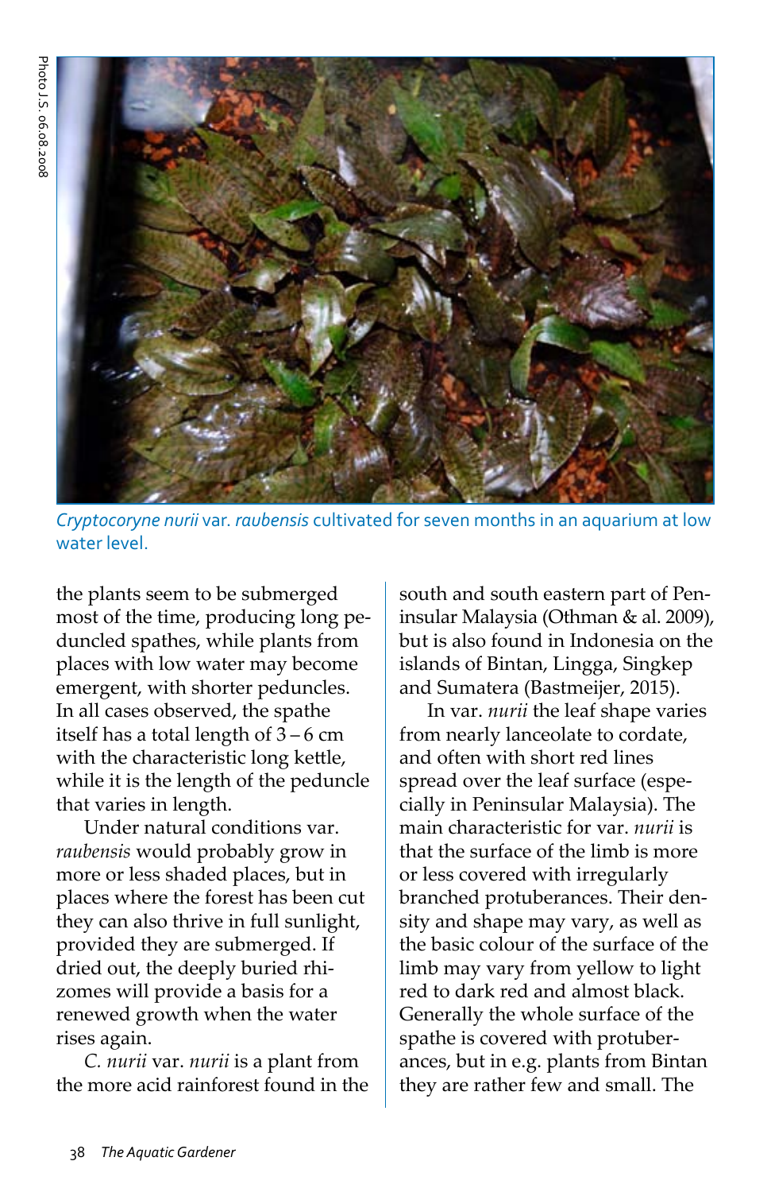Photo J.S. 06.08.2008

*Cryptocoryne nurii* var. *raubensis* cultivated for seven months in an aquarium at low water level.

the plants seem to be submerged most of the time, producing long peduncled spathes, while plants from places with low water may become emergent, with shorter peduncles. In all cases observed, the spathe itself has a total length of 3 – 6 cm with the characteristic long kettle, while it is the length of the peduncle that varies in length.

Under natural conditions var. *raubensis* would probably grow in more or less shaded places, but in places where the forest has been cut they can also thrive in full sunlight, provided they are submerged. If dried out, the deeply buried rhizomes will provide a basis for a renewed growth when the water rises again.

*C. nurii* var. *nurii* is a plant from the more acid rainforest found in the south and south eastern part of Peninsular Malaysia (Othman & al. 2009), but is also found in Indonesia on the islands of Bintan, Lingga, Singkep and Sumatera (Bastmeijer, 2015).

In var. *nurii* the leaf shape varies from nearly lanceolate to cordate, and often with short red lines spread over the leaf surface (especially in Peninsular Malaysia). The main characteristic for var. *nurii* is that the surface of the limb is more or less covered with irregularly branched protuberances. Their density and shape may vary, as well as the basic colour of the surface of the limb may vary from yellow to light red to dark red and almost black. Generally the whole surface of the spathe is covered with protuberances, but in e.g. plants from Bintan they are rather few and small. The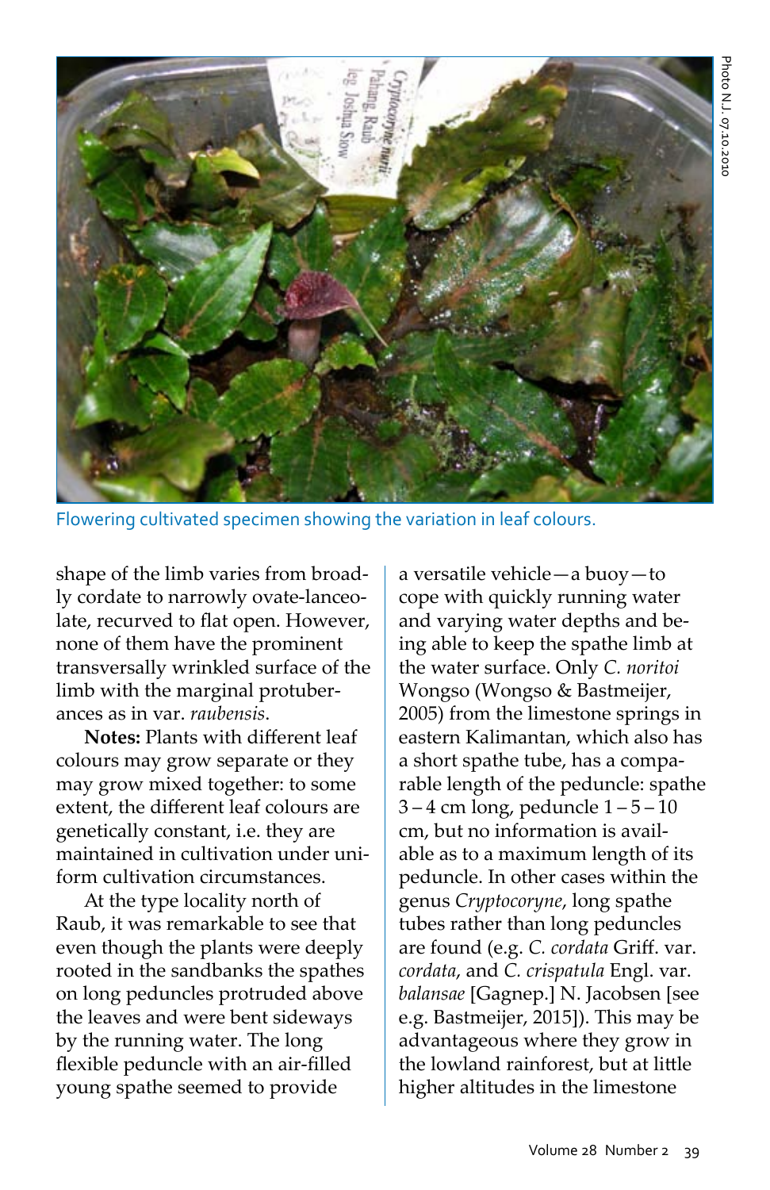Flowering cultivated specimen showing the variation in leaf colours.

shape of the limb varies from broadly cordate to narrowly ovate-lanceolate, recurved to flat open. However, none of them have the prominent transversally wrinkled surface of the limb with the marginal protuberances as in var. *raubensis*.

**Notes:** Plants with different leaf colours may grow separate or they may grow mixed together: to some extent, the different leaf colours are genetically constant, i.e. they are maintained in cultivation under uniform cultivation circumstances.

At the type locality north of Raub, it was remarkable to see that even though the plants were deeply rooted in the sandbanks the spathes on long peduncles protruded above the leaves and were bent sideways by the running water. The long flexible peduncle with an air-filled young spathe seemed to provide a versatile vehicle—a buoy—to cope with quickly running water and varying water depths and being able to keep the spathe limb at the water surface. Only *C. noritoi* Wongso (Wongso & Bastmeijer, 2005) from the limestone springs in eastern Kalimantan, which also has a short spathe tube, has a comparable length of the peduncle: spathe 3 – 4 cm long, peduncle 1 – 5 – 10 cm, but no information is available as to a maximum length of its peduncle. In other cases within the genus *Cryptocoryne*, long spathe tubes rather than long peduncles are found (e.g. *C. cordata* Griff. var. *cordata*, and *C. crispatula* Engl. var. *balansae* [Gagnep.] N. Jacobsen [see e.g. Bastmeijer, 2015]). This may be advantageous where they grow in the lowland rainforest, but at little higher altitudes in the limestone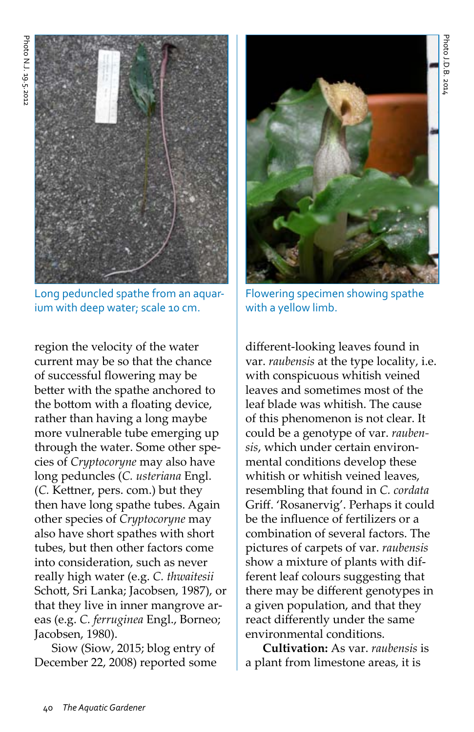Photo N.J. 19.5.2012

Long peduncled spathe from an aquarium with deep water; scale 10 cm.

Photo J.D.B. 2014

Flowering specimen showing spathe with a yellow limb.

region the velocity of the water current may be so that the chance of successful flowering may be better with the spathe anchored to the bottom with a floating device, rather than having a long maybe more vulnerable tube emerging up through the water. Some other species of *Cryptocoryne* may also have long peduncles (*C. usteriana* Engl. (*C.* Kettner, pers. com.) but they then have long spathe tubes. Again other species of *Cryptocoryne* may also have short spathes with short tubes, but then other factors come into consideration, such as never really high water (e.g. *C. thwaitesii* Schott, Sri Lanka; Jacobsen, 1987), or that they live in inner mangrove areas (e.g. *C. ferruginea* Engl., Borneo; Jacobsen, 1980).

Siow (Siow, 2015; blog entry of December 22, 2008) reported some different-looking leaves found in var. *raubensis* at the type locality, i.e. with conspicuous whitish veined leaves and sometimes most of the leaf blade was whitish. The cause of this phenomenon is not clear. It could be a genotype of var. *raubensis*, which under certain environmental conditions develop these whitish or whitish veined leaves, resembling that found in *C. cordata* Griff. 'Rosanervig'. Perhaps it could be the influence of fertilizers or a combination of several factors. The pictures of carpets of var. *raubensis* show a mixture of plants with different leaf colours suggesting that there may be different genotypes in a given population, and that they react differently under the same environmental conditions.

**Cultivation:** As var. *raubensis* is a plant from limestone areas, it is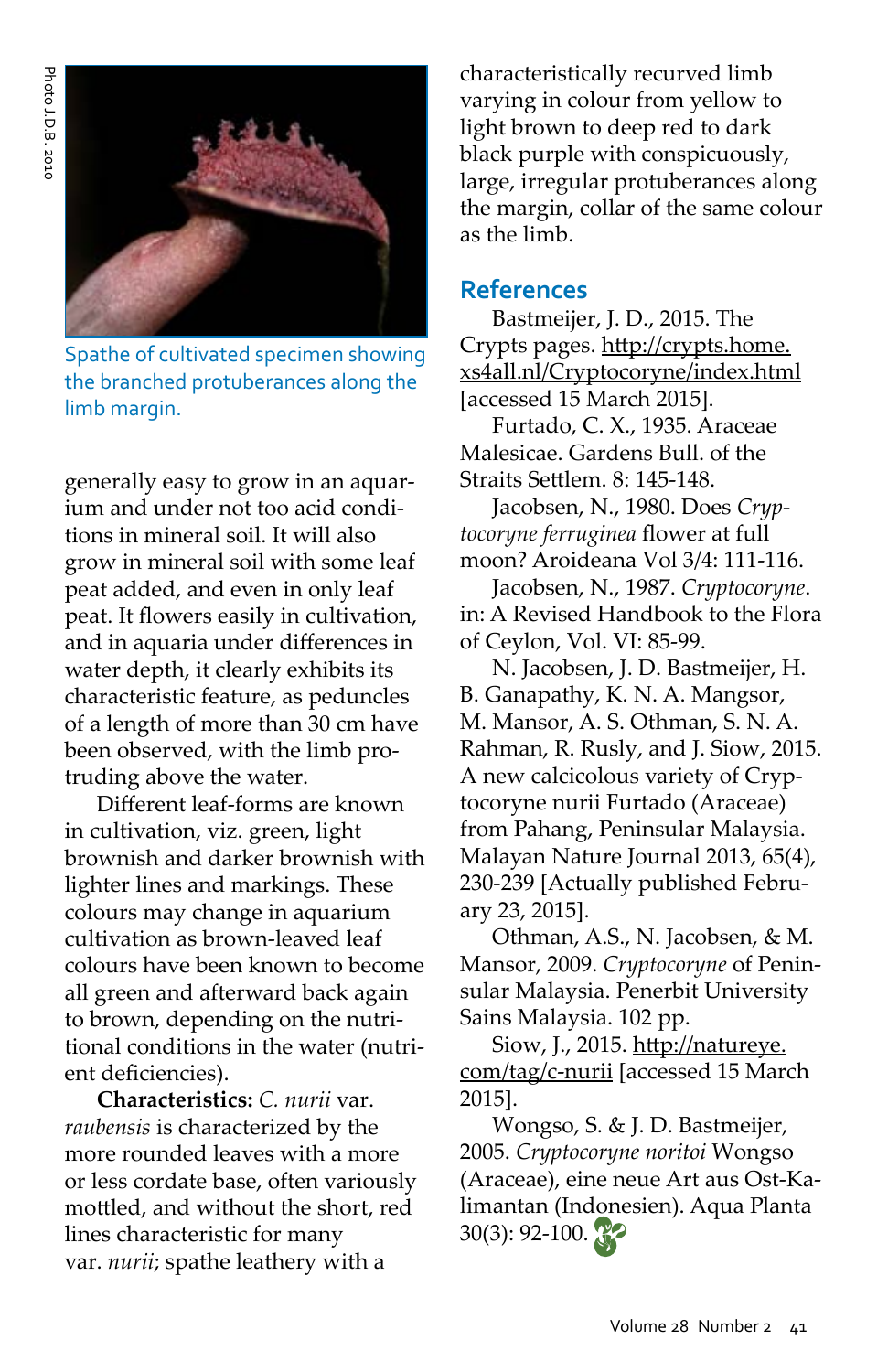Spathe of cultivated specimen showing the branched protuberances along the limb margin.

Photo J.D.B. 2010

generally easy to grow in an aquarium and under not too acid conditions in mineral soil. It will also grow in mineral soil with some leaf peat added, and even in only leaf peat. It flowers easily in cultivation, and in aquaria under differences in water depth, it clearly exhibits its characteristic feature, as peduncles of a length of more than 30 cm have been observed, with the limb protruding above the water.

Different leaf-forms are known in cultivation, viz. green, light brownish and darker brownish with lighter lines and markings. These colours may change in aquarium cultivation as brown-leaved leaf colours have been known to become all green and afterward back again to brown, depending on the nutritional conditions in the water (nutrient deficiencies).

**Characteristics:** *C. nurii* var. *raubensis* is characterized by the more rounded leaves with a more or less cordate base, often variously mottled, and without the short, red lines characteristic for many var. *nurii*; spathe leathery with a characteristically recurved limb varying in colour from yellow to light brown to deep red to dark black purple with conspicuously, large, irregular protuberances along the margin, collar of the same colour as the limb.

## References

Bastmeijer, J. D., 2015. The Crypts pages. http://crypts.home.xs4all.nl/Cryptocoryne/index.html [accessed 15 March 2015].

Furtado, C. X., 1935. Araceae Malesicae. Gardens Bull. of the Straits Settlem. 8: 145-148.

Jacobsen, N., 1980. Does *Cryptocoryne ferruginea* flower at full moon? Aroideana Vol 3/4: 111-116.

Jacobsen, N., 1987. *Cryptocoryne*. in: A Revised Handbook to the Flora of Ceylon, Vol. VI: 85-99.

N. Jacobsen, J. D. Bastmeijer, H. B. Ganapathy, K. N. A. Mangsor, M. Mansor, A. S. Othman, S. N. A. Rahman, R. Rusly, and J. Siow, 2015. A new calcicolous variety of Cryptocoryne nurii Furtado (Araceae) from Pahang, Peninsular Malaysia. Malayan Nature Journal 2013, 65(4), 230-239 [Actually published February 23, 2015].

Othman, A.S., N. Jacobsen, & M. Mansor, 2009. *Cryptocoryne* of Peninsular Malaysia. Penerbit University Sains Malaysia. 102 pp.

Siow, J., 2015. http://natureye.com/tag/c-nurii [accessed 15 March 2015].

Wongso, S. & J. D. Bastmeijer, 2005. *Cryptocoryne noritoi* Wongso (Araceae), eine neue Art aus Ost-Kalimantan (Indonesien). Aqua Planta 30(3): 92-100.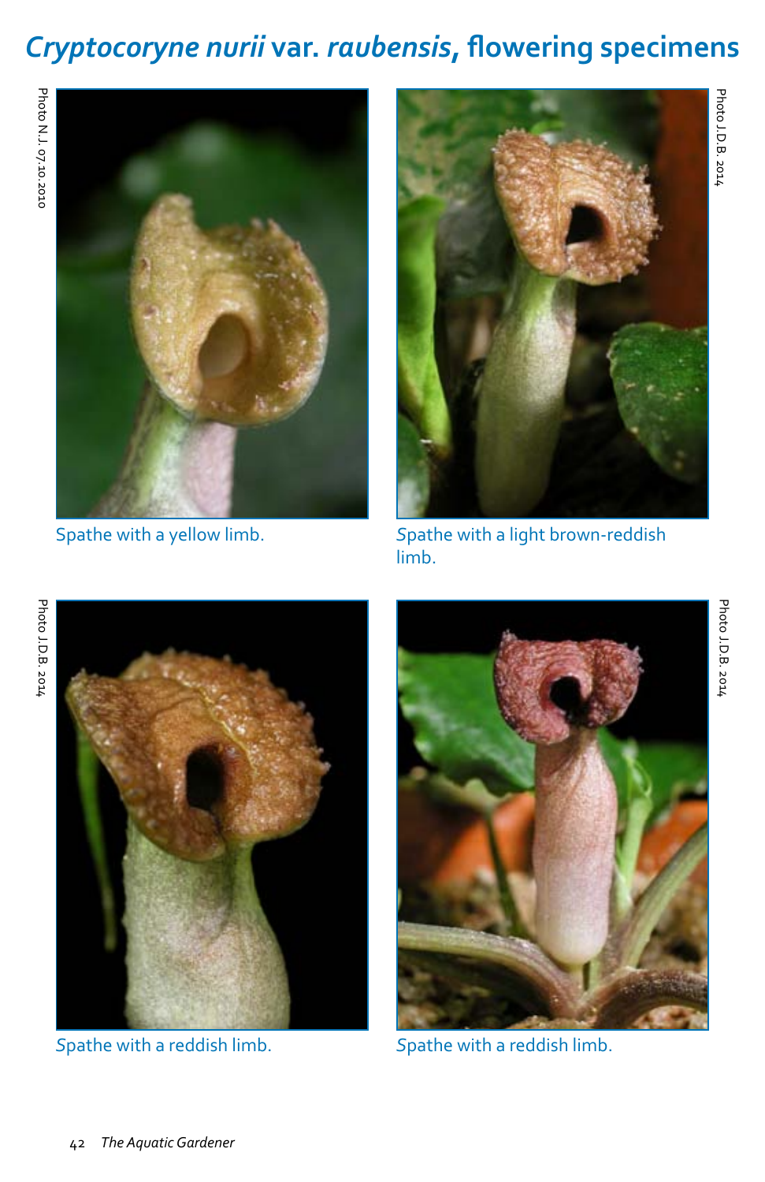# *Cryptocoryne nurii* var. *raubensis*, flowering specimens

Photo N.J. 07.10.2010

Spathe with a yellow limb.

Photo J.D.B. 2014

Spathe with a light brown-reddish limb.

Photo J.D.B. 2014

Spathe with a reddish limb.

Photo J.D.B. 2014

Spathe with a reddish limb.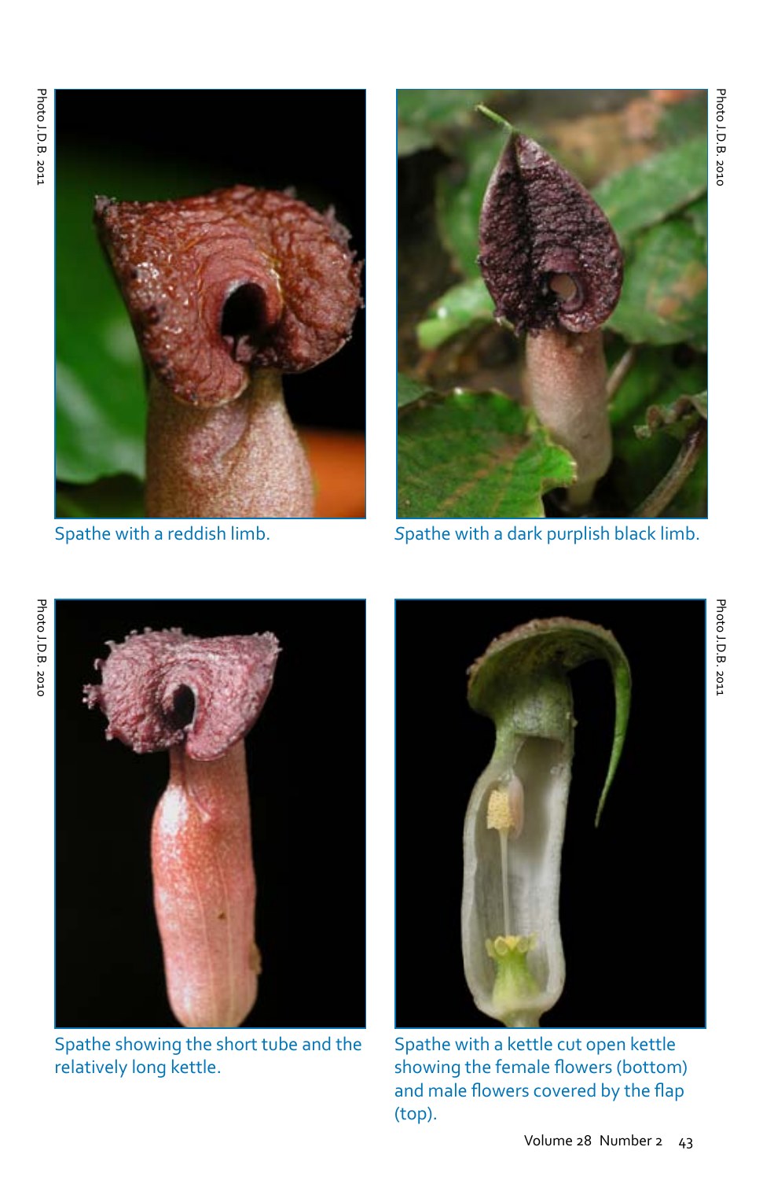Photo J.D.B. 2011

Spathe with a reddish limb.

Photo J.D.B. 2010

Spathe with a dark purplish black limb.

Photo J.D.B. 2010

Spathe showing the short tube and the relatively long kettle.

Photo J.D.B. 2011

Spathe with a kettle cut open kettle showing the female flowers (bottom) and male flowers covered by the flap (top).